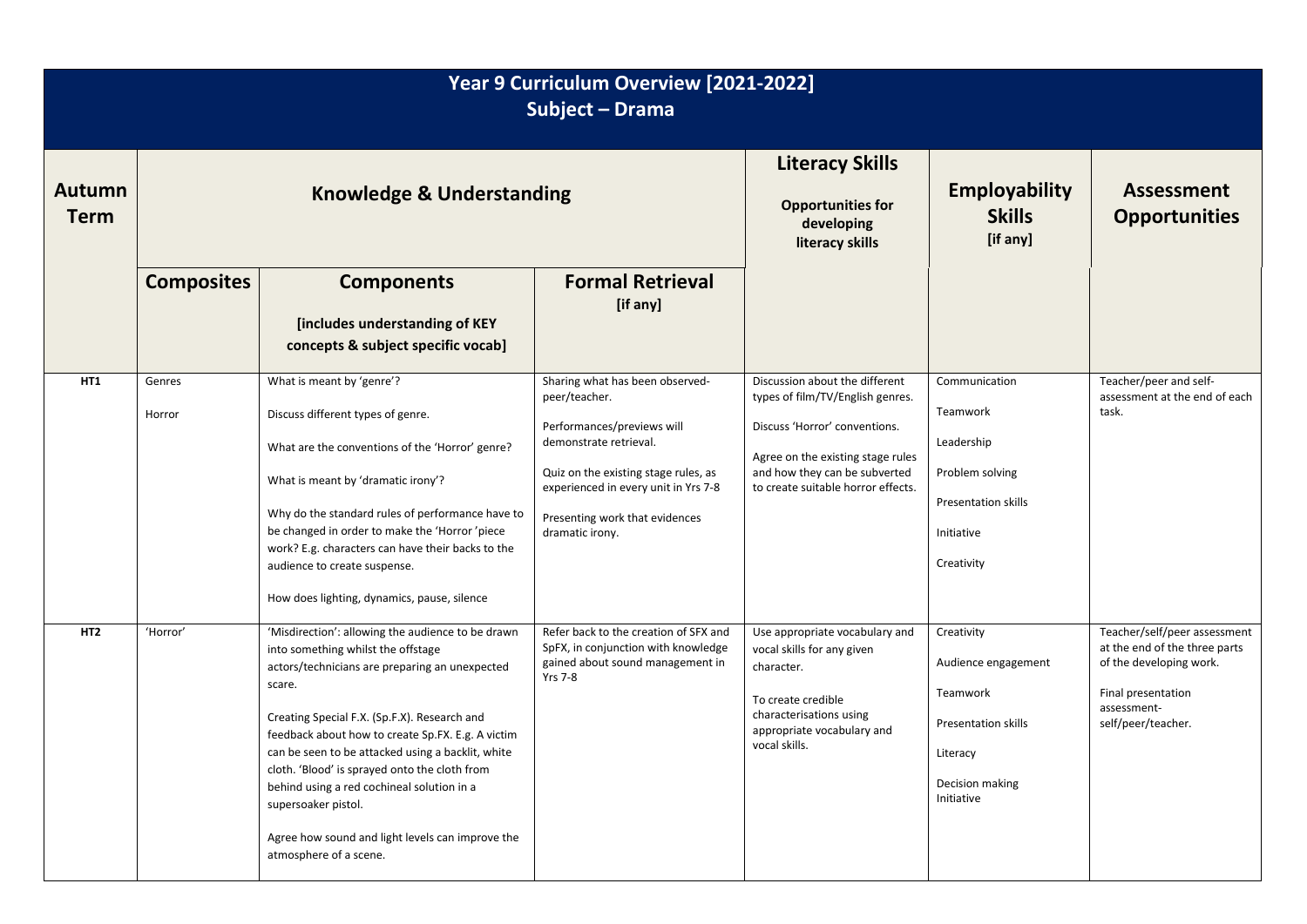# Year 9 Curriculum Overview [2021-2022]
## Subject – Drama

| Autumn Term | Knowledge & Understanding | | | Literacy Skills<br>Opportunities for developing literacy skills | Employability Skills [if any] | Assessment Opportunities |
|---|---|---|---|---|---|---|
| | **Composites** | **Components**<br>[includes understanding of KEY concepts & subject specific vocab] | **Formal Retrieval** [if any] | | | |
| **HT1** | Genres<br><br>Horror | What is meant by 'genre'?<br><br>Discuss different types of genre.<br><br>What are the conventions of the 'Horror' genre?<br><br>What is meant by 'dramatic irony'?<br><br>Why do the standard rules of performance have to be changed in order to make the 'Horror 'piece work? E.g. characters can have their backs to the audience to create suspense.<br><br>How does lighting, dynamics, pause, silence | Sharing what has been observed- peer/teacher.<br><br>Performances/previews will demonstrate retrieval.<br><br>Quiz on the existing stage rules, as experienced in every unit in Yrs 7-8<br><br>Presenting work that evidences dramatic irony. | Discussion about the different types of film/TV/English genres.<br><br>Discuss 'Horror' conventions.<br><br>Agree on the existing stage rules and how they can be subverted to create suitable horror effects. | Communication<br><br>Teamwork<br><br>Leadership<br><br>Problem solving<br><br>Presentation skills<br><br>Initiative<br><br>Creativity | Teacher/peer and self-assessment at the end of each task. |
| **HT2** | 'Horror' | 'Misdirection': allowing the audience to be drawn into something whilst the offstage actors/technicians are preparing an unexpected scare.<br><br>Creating Special F.X. (Sp.F.X). Research and feedback about how to create Sp.FX. E.g. A victim can be seen to be attacked using a backlit, white cloth. 'Blood' is sprayed onto the cloth from behind using a red cochineal solution in a supersoaker pistol.<br><br>Agree how sound and light levels can improve the atmosphere of a scene. | Refer back to the creation of SFX and SpFX, in conjunction with knowledge gained about sound management in Yrs 7-8 | Use appropriate vocabulary and vocal skills for any given character.<br><br>To create credible characterisations using appropriate vocabulary and vocal skills. | Creativity<br><br>Audience engagement<br><br>Teamwork<br><br>Presentation skills<br><br>Literacy<br><br>Decision making<br>Initiative | Teacher/self/peer assessment at the end of the three parts of the developing work.<br><br>Final presentation assessment- self/peer/teacher. |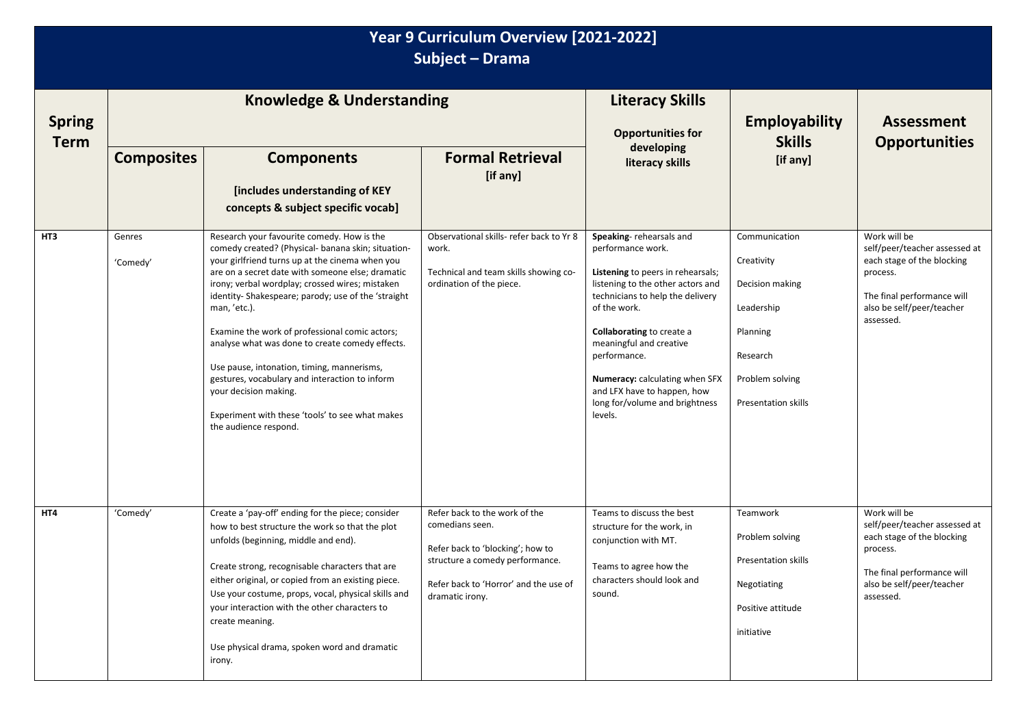# Year 9 Curriculum Overview [2021-2022]
## Subject – Drama

| Spring Term | Knowledge & Understanding | | | Literacy Skills<br>Opportunities for developing literacy skills | Employability Skills [if any] | Assessment Opportunities |
|---|---|---|---|---|---|---|
| | **Composites** | **Components**<br>[includes understanding of KEY concepts & subject specific vocab] | **Formal Retrieval** [if any] | | | |
| **HT3** | Genres<br><br>'Comedy' | Research your favourite comedy. How is the comedy created? (Physical- banana skin; situation- your girlfriend turns up at the cinema when you are on a secret date with someone else; dramatic irony; verbal wordplay; crossed wires; mistaken identity- Shakespeare; parody; use of the 'straight man, 'etc.).<br><br>Examine the work of professional comic actors; analyse what was done to create comedy effects.<br><br>Use pause, intonation, timing, mannerisms, gestures, vocabulary and interaction to inform your decision making.<br><br>Experiment with these 'tools' to see what makes the audience respond. | Observational skills- refer back to Yr 8 work.<br><br>Technical and team skills showing co-ordination of the piece. | **Speaking**- rehearsals and performance work.<br><br>**Listening** to peers in rehearsals; listening to the other actors and technicians to help the delivery of the work.<br><br>**Collaborating** to create a meaningful and creative performance.<br><br>**Numeracy:** calculating when SFX and LFX have to happen, how long for/volume and brightness levels. | Communication<br><br>Creativity<br><br>Decision making<br><br>Leadership<br><br>Planning<br><br>Research<br><br>Problem solving<br><br>Presentation skills | Work will be self/peer/teacher assessed at each stage of the blocking process.<br><br>The final performance will also be self/peer/teacher assessed. |
| **HT4** | 'Comedy' | Create a 'pay-off' ending for the piece; consider how to best structure the work so that the plot unfolds (beginning, middle and end).<br><br>Create strong, recognisable characters that are either original, or copied from an existing piece. Use your costume, props, vocal, physical skills and your interaction with the other characters to create meaning.<br><br>Use physical drama, spoken word and dramatic irony. | Refer back to the work of the comedians seen.<br><br>Refer back to 'blocking'; how to structure a comedy performance.<br><br>Refer back to 'Horror' and the use of dramatic irony. | Teams to discuss the best structure for the work, in conjunction with MT.<br><br>Teams to agree how the characters should look and sound. | Teamwork<br><br>Problem solving<br><br>Presentation skills<br><br>Negotiating<br><br>Positive attitude<br><br>initiative | Work will be self/peer/teacher assessed at each stage of the blocking process.<br><br>The final performance will also be self/peer/teacher assessed. |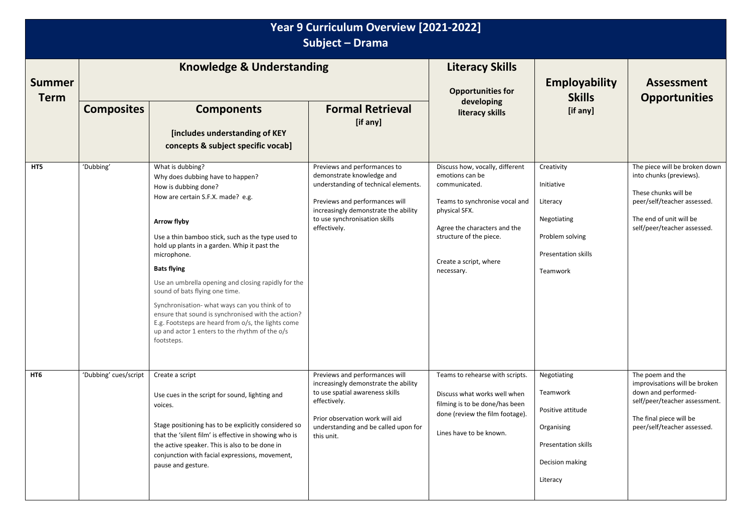# Year 9 Curriculum Overview [2021-2022]
## Subject – Drama

| Summer Term | Knowledge & Understanding | | | Literacy Skills<br>Opportunities for developing literacy skills | Employability Skills [if any] | Assessment Opportunities |
|---|---|---|---|---|---|---|
| | Composites | Components<br>[includes understanding of KEY concepts & subject specific vocab] | Formal Retrieval [if any] | | | |
| HT5 | 'Dubbing' | What is dubbing?<br>Why does dubbing have to happen?<br>How is dubbing done?<br>How are certain S.F.X. made? e.g.<br><br>**Arrow flyby**<br><br>Use a thin bamboo stick, such as the type used to hold up plants in a garden. Whip it past the microphone.<br><br>**Bats flying**<br><br>Use an umbrella opening and closing rapidly for the sound of bats flying one time.<br><br>Synchronisation- what ways can you think of to ensure that sound is synchronised with the action? E.g. Footsteps are heard from o/s, the lights come up and actor 1 enters to the rhythm of the o/s footsteps. | Previews and performances to demonstrate knowledge and understanding of technical elements.<br><br>Previews and performances will increasingly demonstrate the ability to use synchronisation skills effectively. | Discuss how, vocally, different emotions can be communicated.<br><br>Teams to synchronise vocal and physical SFX.<br><br>Agree the characters and the structure of the piece.<br><br>Create a script, where necessary. | Creativity<br><br>Initiative<br><br>Literacy<br><br>Negotiating<br><br>Problem solving<br><br>Presentation skills<br><br>Teamwork | The piece will be broken down into chunks (previews).<br><br>These chunks will be peer/self/teacher assessed.<br><br>The end of unit will be self/peer/teacher assessed. |
| HT6 | 'Dubbing' cues/script | Create a script<br><br>Use cues in the script for sound, lighting and voices.<br><br>Stage positioning has to be explicitly considered so that the 'silent film' is effective in showing who is the active speaker. This is also to be done in conjunction with facial expressions, movement, pause and gesture. | Previews and performances will increasingly demonstrate the ability to use spatial awareness skills effectively.<br><br>Prior observation work will aid understanding and be called upon for this unit. | Teams to rehearse with scripts.<br><br>Discuss what works well when filming is to be done/has been done (review the film footage).<br><br>Lines have to be known. | Negotiating<br><br>Teamwork<br><br>Positive attitude<br><br>Organising<br><br>Presentation skills<br><br>Decision making<br><br>Literacy | The poem and the improvisations will be broken down and performed- self/peer/teacher assessment.<br><br>The final piece will be peer/self/teacher assessed. |